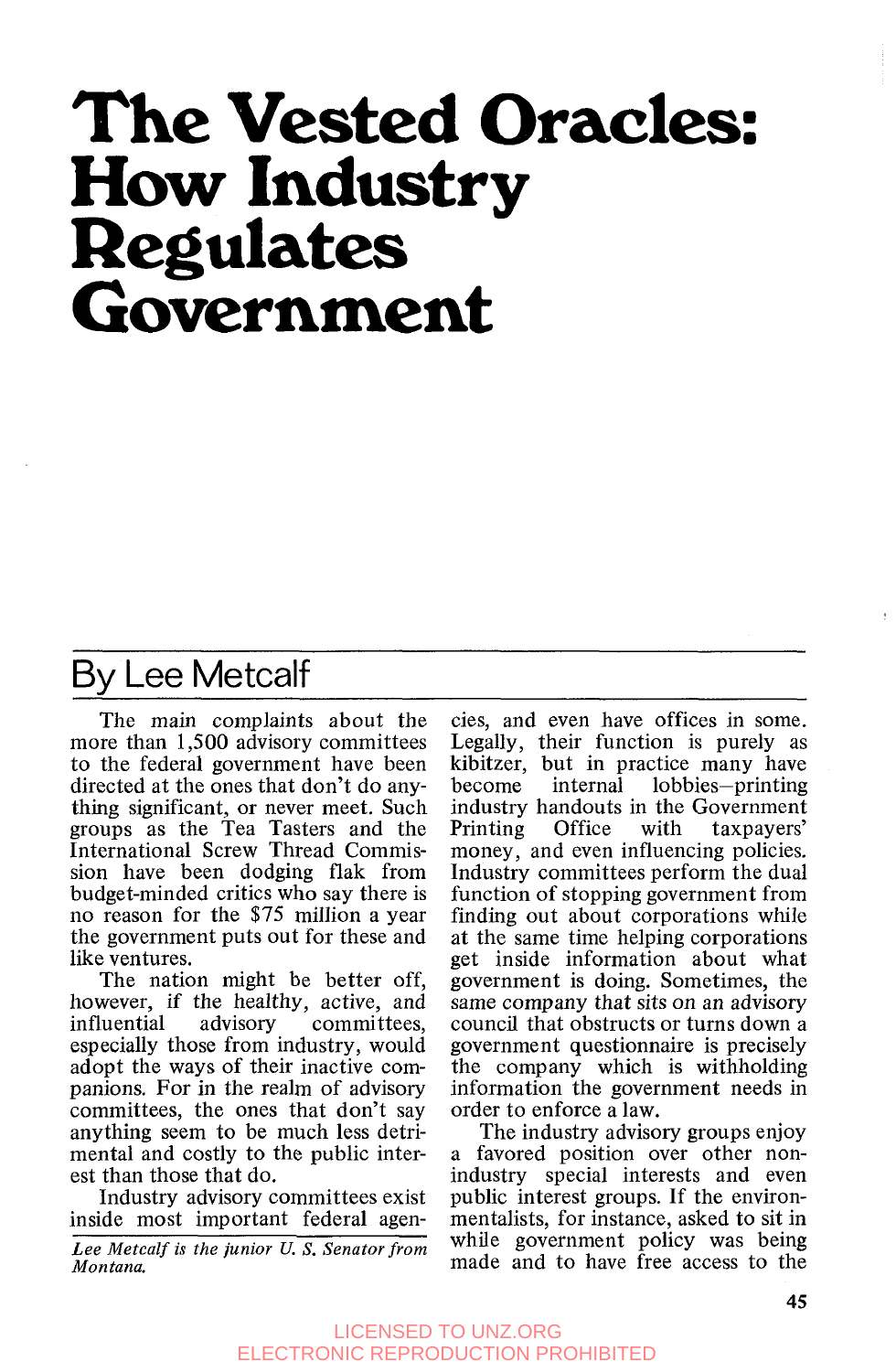# The Vested Oracles: How Industry Regulates Government

## By Lee Metcalf

The main complaints about the more than 1,500 advisory committees to the federal government have been directed at the ones that don't do anything significant, or never meet. Such groups as the Tea Tasters and the International Screw Thread Commission have been dodging flak from budget-minded critics who say there is no reason for the $75 million a year the government puts out for these and like ventures.

The nation might be better off, however, if the healthy, active, and influential advisory committees, especially those from industry, would adopt the ways of their inactive companions. For in the realm of advisory committees, the ones that don't say anything seem to be much less detrimental and costly to the public interest than those that do.

Industry advisory committees exist inside most important federal agencies, and even have offices in some. Legally, their function is purely as kibitzer, but in practice many have become internal lobbies—printing industry handouts in the Government Printing Office with taxpayers' money, and even influencing policies. Industry committees perform the dual function of stopping government from finding out about corporations while at the same time helping corporations get inside information about what government is doing. Sometimes, the same company that sits on an advisory council that obstructs or turns down a government questionnaire is precisely the company which is withholding information the government needs in order to enforce a law.

The industry advisory groups enjoy a favored position over other non-industry special interests and even public interest groups. If the environmentalists, for instance, asked to sit in while government policy was being made and to have free access to the

*Lee Metcalf is the junior U. S. Senator from Montana.*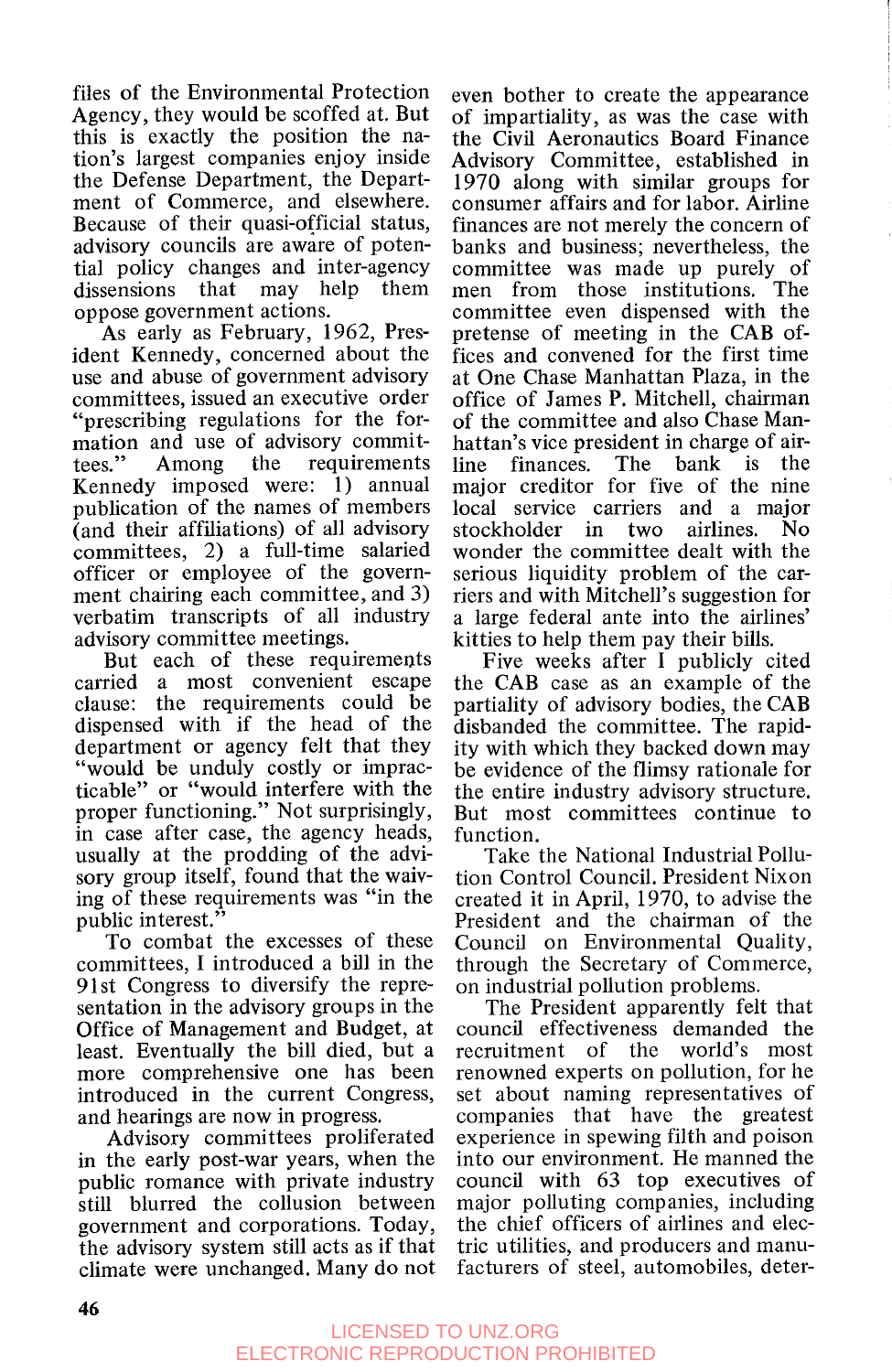files of the Environmental Protection Agency, they would be scoffed at. But this is exactly the position the nation's largest companies enjoy inside the Defense Department, the Department of Commerce, and elsewhere. Because of their quasi-official status, advisory councils are aware of potential policy changes and inter-agency dissensions that may help them oppose government actions.

As early as February, 1962, President Kennedy, concerned about the use and abuse of government advisory committees, issued an executive order "prescribing regulations for the formation and use of advisory committees." Among the requirements Kennedy imposed were: 1) annual publication of the names of members (and their affiliations) of all advisory committees, 2) a full-time salaried officer or employee of the government chairing each committee, and 3) verbatim transcripts of all industry advisory committee meetings.

But each of these requirements carried a most convenient escape clause: the requirements could be dispensed with if the head of the department or agency felt that they "would be unduly costly or impracticable" or "would interfere with the proper functioning." Not surprisingly, in case after case, the agency heads, usually at the prodding of the advisory group itself, found that the waiving of these requirements was "in the public interest."

To combat the excesses of these committees, I introduced a bill in the 91st Congress to diversify the representation in the advisory groups in the Office of Management and Budget, at least. Eventually the bill died, but a more comprehensive one has been introduced in the current Congress, and hearings are now in progress.

Advisory committees proliferated in the early post-war years, when the public romance with private industry still blurred the collusion between government and corporations. Today, the advisory system still acts as if that climate were unchanged. Many do not even bother to create the appearance of impartiality, as was the case with the Civil Aeronautics Board Finance Advisory Committee, established in 1970 along with similar groups for consumer affairs and for labor. Airline finances are not merely the concern of banks and business; nevertheless, the committee was made up purely of men from those institutions. The committee even dispensed with the pretense of meeting in the CAB offices and convened for the first time at One Chase Manhattan Plaza, in the office of James P. Mitchell, chairman of the committee and also Chase Manhattan's vice president in charge of airline finances. The bank is the major creditor for five of the nine local service carriers and a major stockholder in two airlines. No wonder the committee dealt with the serious liquidity problem of the carriers and with Mitchell's suggestion for a large federal ante into the airlines' kitties to help them pay their bills.

Five weeks after I publicly cited the CAB case as an example of the partiality of advisory bodies, the CAB disbanded the committee. The rapidity with which they backed down may be evidence of the flimsy rationale for the entire industry advisory structure. But most committees continue to function.

Take the National Industrial Pollution Control Council. President Nixon created it in April, 1970, to advise the President and the chairman of the Council on Environmental Quality, through the Secretary of Commerce, on industrial pollution problems.

The President apparently felt that council effectiveness demanded the recruitment of the world's most renowned experts on pollution, for he set about naming representatives of companies that have the greatest experience in spewing filth and poison into our environment. He manned the council with 63 top executives of major polluting companies, including the chief officers of airlines and electric utilities, and producers and manufacturers of steel, automobiles, deter-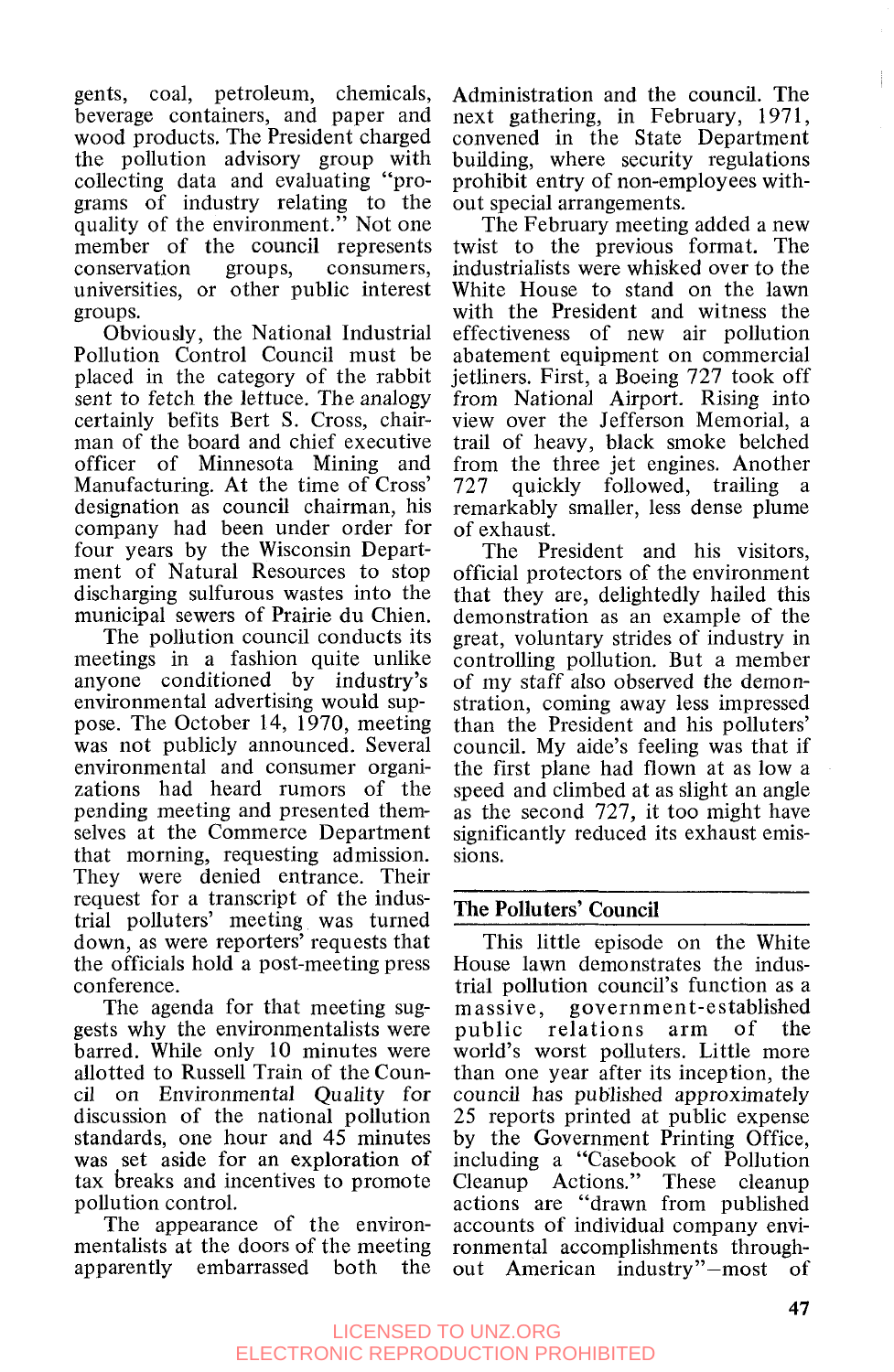gents, coal, petroleum, chemicals, beverage containers, and paper and wood products. The President charged the pollution advisory group with collecting data and evaluating "programs of industry relating to the quality of the environment." Not one member of the council represents conservation groups, consumers, universities, or other public interest groups.

Obviously, the National Industrial Pollution Control Council must be placed in the category of the rabbit sent to fetch the lettuce. The analogy certainly befits Bert S. Cross, chairman of the board and chief executive officer of Minnesota Mining and Manufacturing. At the time of Cross' designation as council chairman, his company had been under order for four years by the Wisconsin Department of Natural Resources to stop discharging sulfurous wastes into the municipal sewers of Prairie du Chien.

The pollution council conducts its meetings in a fashion quite unlike anyone conditioned by industry's environmental advertising would suppose. The October 14, 1970, meeting was not publicly announced. Several environmental and consumer organizations had heard rumors of the pending meeting and presented themselves at the Commerce Department that morning, requesting admission. They were denied entrance. Their request for a transcript of the industrial polluters' meeting was turned down, as were reporters' requests that the officials hold a post-meeting press conference.

The agenda for that meeting suggests why the environmentalists were barred. While only 10 minutes were allotted to Russell Train of the Council on Environmental Quality for discussion of the national pollution standards, one hour and 45 minutes was set aside for an exploration of tax breaks and incentives to promote pollution control.

The appearance of the environmentalists at the doors of the meeting apparently embarrassed both the Administration and the council. The next gathering, in February, 1971, convened in the State Department building, where security regulations prohibit entry of non-employees without special arrangements.

The February meeting added a new twist to the previous format. The industrialists were whisked over to the White House to stand on the lawn with the President and witness the effectiveness of new air pollution abatement equipment on commercial jetliners. First, a Boeing 727 took off from National Airport. Rising into view over the Jefferson Memorial, a trail of heavy, black smoke belched from the three jet engines. Another 727 quickly followed, trailing a remarkably smaller, less dense plume of exhaust.

The President and his visitors, official protectors of the environment that they are, delightedly hailed this demonstration as an example of the great, voluntary strides of industry in controlling pollution. But a member of my staff also observed the demonstration, coming away less impressed than the President and his polluters' council. My aide's feeling was that if the first plane had flown at as low a speed and climbed at as slight an angle as the second 727, it too might have significantly reduced its exhaust emissions.

## The Polluters' Council

This little episode on the White House lawn demonstrates the industrial pollution council's function as a massive, government-established public relations arm of the world's worst polluters. Little more than one year after its inception, the council has published approximately 25 reports printed at public expense by the Government Printing Office, including a "Casebook of Pollution Cleanup Actions." These cleanup actions are "drawn from published accounts of individual company environmental accomplishments throughout American industry"—most of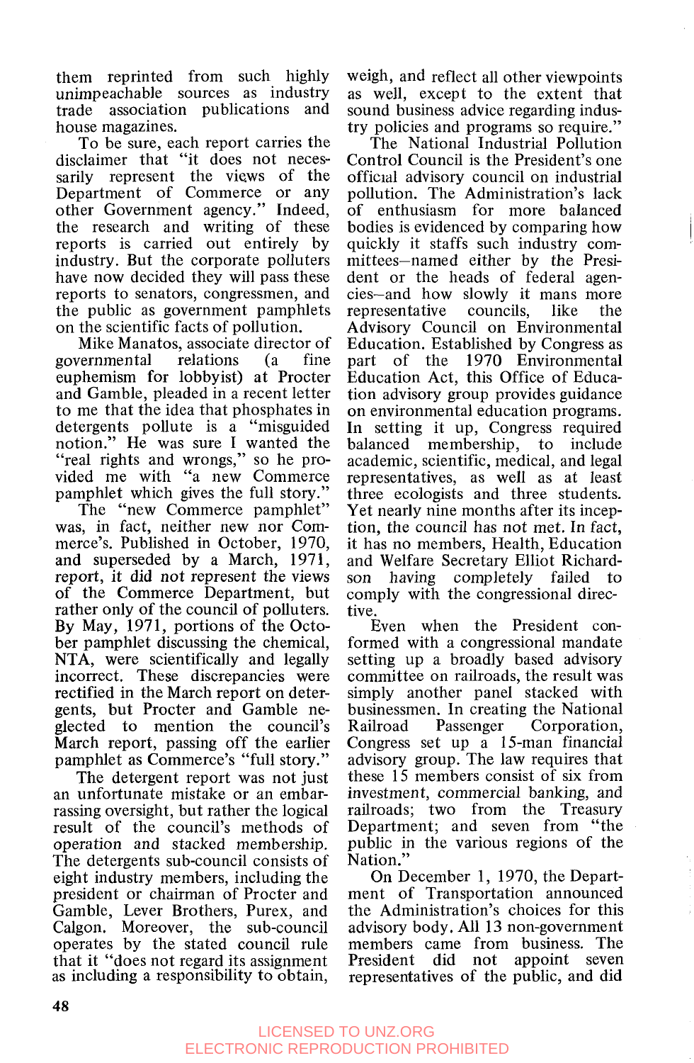them reprinted from such highly unimpeachable sources as industry trade association publications and house magazines.

To be sure, each report carries the disclaimer that "it does not necessarily represent the views of the Department of Commerce or any other Government agency." Indeed, the research and writing of these reports is carried out entirely by industry. But the corporate polluters have now decided they will pass these reports to senators, congressmen, and the public as government pamphlets on the scientific facts of pollution.

Mike Manatos, associate director of governmental relations (a fine euphemism for lobbyist) at Procter and Gamble, pleaded in a recent letter to me that the idea that phosphates in detergents pollute is a "misguided notion." He was sure I wanted the "real rights and wrongs," so he provided me with "a new Commerce pamphlet which gives the full story."

The "new Commerce pamphlet" was, in fact, neither new nor Commerce's. Published in October, 1970, and superseded by a March, 1971, report, it did not represent the views of the Commerce Department, but rather only of the council of polluters. By May, 1971, portions of the October pamphlet discussing the chemical, NTA, were scientifically and legally incorrect. These discrepancies were rectified in the March report on detergents, but Procter and Gamble neglected to mention the council's March report, passing off the earlier pamphlet as Commerce's "full story."

The detergent report was not just an unfortunate mistake or an embarrassing oversight, but rather the logical result of the council's methods of operation and stacked membership. The detergents sub-council consists of eight industry members, including the president or chairman of Procter and Gamble, Lever Brothers, Purex, and Calgon. Moreover, the sub-council operates by the stated council rule that it "does not regard its assignment as including a responsibility to obtain, weigh, and reflect all other viewpoints as well, except to the extent that sound business advice regarding industry policies and programs so require."

The National Industrial Pollution Control Council is the President's one official advisory council on industrial pollution. The Administration's lack of enthusiasm for more balanced bodies is evidenced by comparing how quickly it staffs such industry committees—named either by the President or the heads of federal agencies—and how slowly it mans more representative councils, like the Advisory Council on Environmental Education. Established by Congress as part of the 1970 Environmental Education Act, this Office of Education advisory group provides guidance on environmental education programs. In setting it up, Congress required balanced membership, to include academic, scientific, medical, and legal representatives, as well as at least three ecologists and three students. Yet nearly nine months after its inception, the council has not met. In fact, it has no members, Health, Education and Welfare Secretary Elliot Richardson having completely failed to comply with the congressional directive.

Even when the President conformed with a congressional mandate setting up a broadly based advisory committee on railroads, the result was simply another panel stacked with businessmen. In creating the National Railroad Passenger Corporation, Congress set up a 15-man financial advisory group. The law requires that these 15 members consist of six from investment, commercial banking, and railroads; two from the Treasury Department; and seven from "the public in the various regions of the Nation."

On December 1, 1970, the Department of Transportation announced the Administration's choices for this advisory body. All 13 non-government members came from business. The President did not appoint seven representatives of the public, and did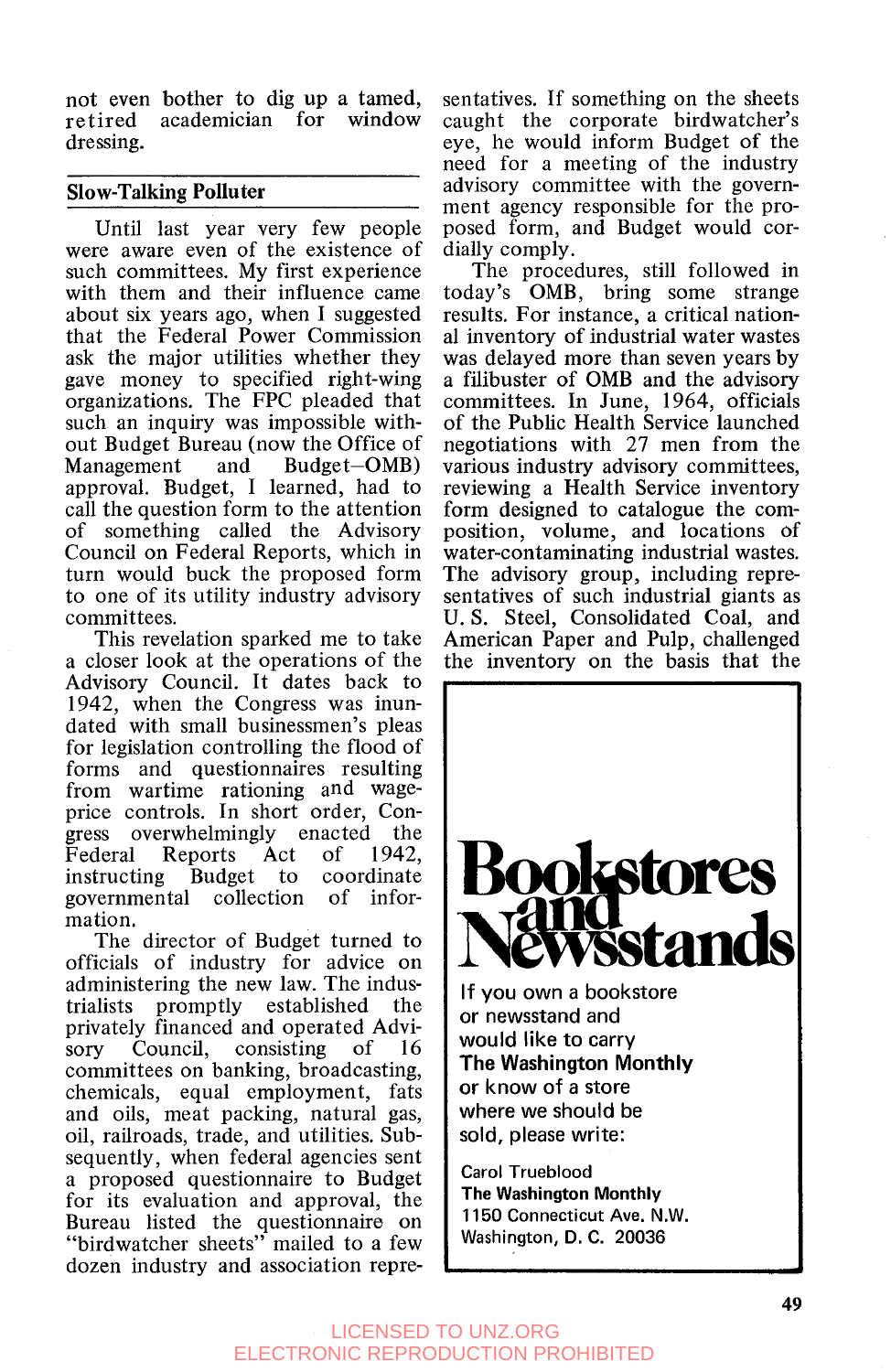not even bother to dig up a tamed, retired academician for window dressing.

## Slow-Talking Polluter

Until last year very few people were aware even of the existence of such committees. My first experience with them and their influence came about six years ago, when I suggested that the Federal Power Commission ask the major utilities whether they gave money to specified right-wing organizations. The FPC pleaded that such an inquiry was impossible without Budget Bureau (now the Office of Management and Budget–OMB) approval. Budget, I learned, had to call the question form to the attention of something called the Advisory Council on Federal Reports, which in turn would buck the proposed form to one of its utility industry advisory committees.

This revelation sparked me to take a closer look at the operations of the Advisory Council. It dates back to 1942, when the Congress was inundated with small businessmen's pleas for legislation controlling the flood of forms and questionnaires resulting from wartime rationing and wage-price controls. In short order, Congress overwhelmingly enacted the Federal Reports Act of 1942, instructing Budget to coordinate governmental collection of information.

The director of Budget turned to officials of industry for advice on administering the new law. The industrialists promptly established the privately financed and operated Advisory Council, consisting of 16 committees on banking, broadcasting, chemicals, equal employment, fats and oils, meat packing, natural gas, oil, railroads, trade, and utilities. Subsequently, when federal agencies sent a proposed questionnaire to Budget for its evaluation and approval, the Bureau listed the questionnaire on "birdwatcher sheets" mailed to a few dozen industry and association representatives. If something on the sheets caught the corporate birdwatcher's eye, he would inform Budget of the need for a meeting of the industry advisory committee with the government agency responsible for the proposed form, and Budget would cordially comply.

The procedures, still followed in today's OMB, bring some strange results. For instance, a critical national inventory of industrial water wastes was delayed more than seven years by a filibuster of OMB and the advisory committees. In June, 1964, officials of the Public Health Service launched negotiations with 27 men from the various industry advisory committees, reviewing a Health Service inventory form designed to catalogue the composition, volume, and locations of water-contaminating industrial wastes. The advisory group, including representatives of such industrial giants as U. S. Steel, Consolidated Coal, and American Paper and Pulp, challenged the inventory on the basis that the

**Bookstores and Newsstands**

If you own a bookstore or newsstand and would like to carry **The Washington Monthly** or know of a store where we should be sold, please write:

Carol Trueblood
**The Washington Monthly**
1150 Connecticut Ave. N.W.
Washington, D. C. 20036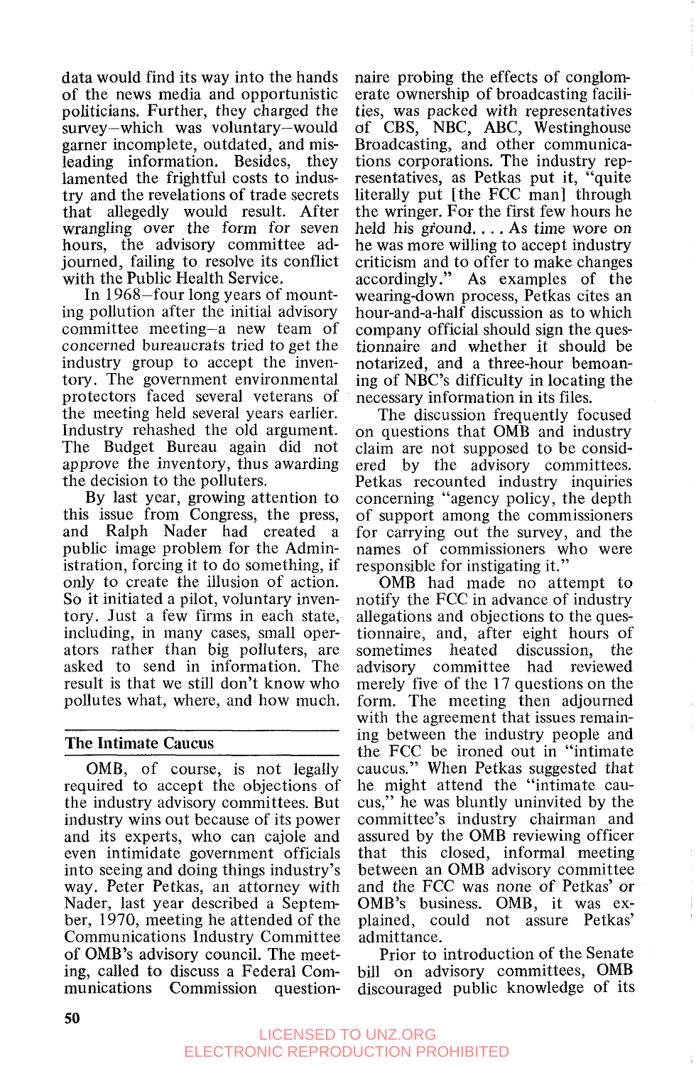data would find its way into the hands of the news media and opportunistic politicians. Further, they charged the survey—which was voluntary—would garner incomplete, outdated, and misleading information. Besides, they lamented the frightful costs to industry and the revelations of trade secrets that allegedly would result. After wrangling over the form for seven hours, the advisory committee adjourned, failing to resolve its conflict with the Public Health Service.

In 1968—four long years of mounting pollution after the initial advisory committee meeting—a new team of concerned bureaucrats tried to get the industry group to accept the inventory. The government environmental protectors faced several veterans of the meeting held several years earlier. Industry rehashed the old argument. The Budget Bureau again did not approve the inventory, thus awarding the decision to the polluters.

By last year, growing attention to this issue from Congress, the press, and Ralph Nader had created a public image problem for the Administration, forcing it to do something, if only to create the illusion of action. So it initiated a pilot, voluntary inventory. Just a few firms in each state, including, in many cases, small operators rather than big polluters, are asked to send in information. The result is that we still don't know who pollutes what, where, and how much.

## The Intimate Caucus

OMB, of course, is not legally required to accept the objections of the industry advisory committees. But industry wins out because of its power and its experts, who can cajole and even intimidate government officials into seeing and doing things industry's way. Peter Petkas, an attorney with Nader, last year described a September, 1970, meeting he attended of the Communications Industry Committee of OMB's advisory council. The meeting, called to discuss a Federal Communications Commission questionnaire probing the effects of conglomerate ownership of broadcasting facilities, was packed with representatives of CBS, NBC, ABC, Westinghouse Broadcasting, and other communications corporations. The industry representatives, as Petkas put it, "quite literally put [the FCC man] through the wringer. For the first few hours he held his ground. . . . As time wore on he was more willing to accept industry criticism and to offer to make changes accordingly." As examples of the wearing-down process, Petkas cites an hour-and-a-half discussion as to which company official should sign the questionnaire and whether it should be notarized, and a three-hour bemoaning of NBC's difficulty in locating the necessary information in its files.

The discussion frequently focused on questions that OMB and industry claim are not supposed to be considered by the advisory committees. Petkas recounted industry inquiries concerning "agency policy, the depth of support among the commissioners for carrying out the survey, and the names of commissioners who were responsible for instigating it."

OMB had made no attempt to notify the FCC in advance of industry allegations and objections to the questionnaire, and, after eight hours of sometimes heated discussion, the advisory committee had reviewed merely five of the 17 questions on the form. The meeting then adjourned with the agreement that issues remaining between the industry people and the FCC be ironed out in "intimate caucus." When Petkas suggested that he might attend the "intimate caucus," he was bluntly uninvited by the committee's industry chairman and assured by the OMB reviewing officer that this closed, informal meeting between an OMB advisory committee and the FCC was none of Petkas' or OMB's business. OMB, it was explained, could not assure Petkas' admittance.

Prior to introduction of the Senate bill on advisory committees, OMB discouraged public knowledge of its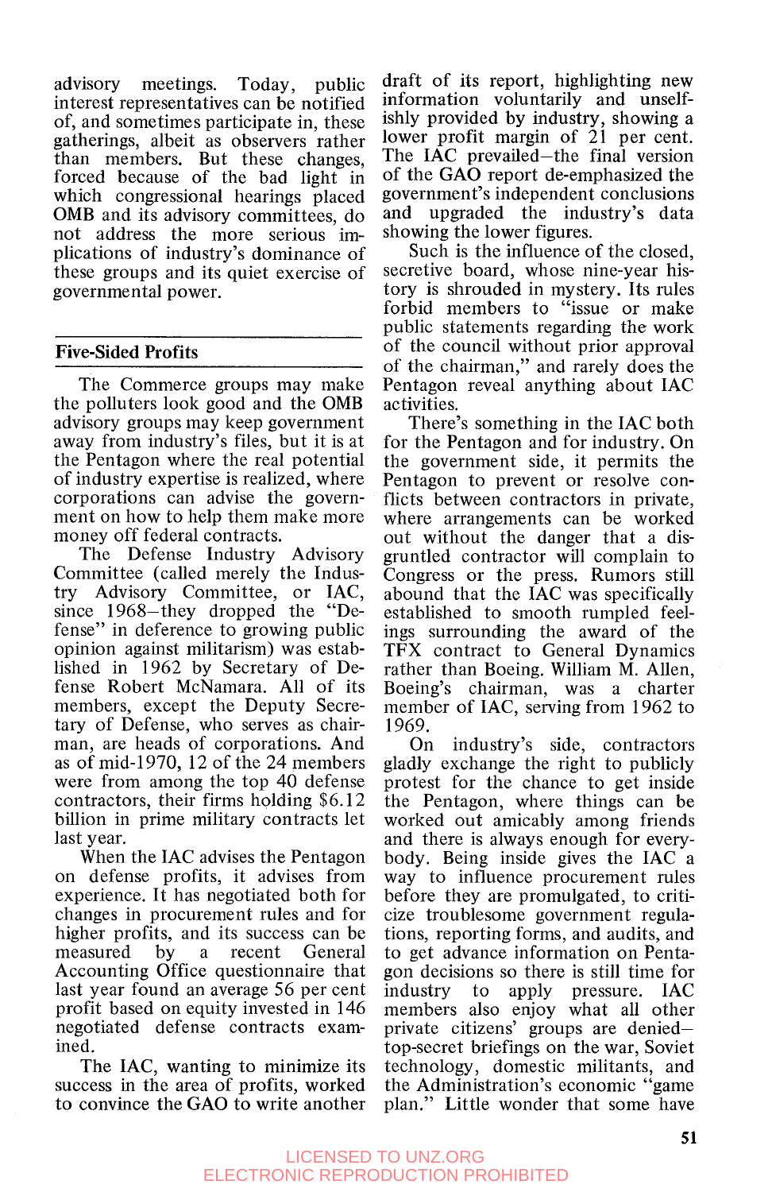advisory meetings. Today, public interest representatives can be notified of, and sometimes participate in, these gatherings, albeit as observers rather than members. But these changes, forced because of the bad light in which congressional hearings placed OMB and its advisory committees, do not address the more serious implications of industry's dominance of these groups and its quiet exercise of governmental power.

## Five-Sided Profits

The Commerce groups may make the polluters look good and the OMB advisory groups may keep government away from industry's files, but it is at the Pentagon where the real potential of industry expertise is realized, where corporations can advise the government on how to help them make more money off federal contracts.

The Defense Industry Advisory Committee (called merely the Industry Advisory Committee, or IAC, since 1968—they dropped the "Defense" in deference to growing public opinion against militarism) was established in 1962 by Secretary of Defense Robert McNamara. All of its members, except the Deputy Secretary of Defense, who serves as chairman, are heads of corporations. And as of mid-1970, 12 of the 24 members were from among the top 40 defense contractors, their firms holding $6.12 billion in prime military contracts let last year.

When the IAC advises the Pentagon on defense profits, it advises from experience. It has negotiated both for changes in procurement rules and for higher profits, and its success can be measured by a recent General Accounting Office questionnaire that last year found an average 56 per cent profit based on equity invested in 146 negotiated defense contracts examined.

The IAC, wanting to minimize its success in the area of profits, worked to convince the GAO to write another draft of its report, highlighting new information voluntarily and unselfishly provided by industry, showing a lower profit margin of 21 per cent. The IAC prevailed—the final version of the GAO report de-emphasized the government's independent conclusions and upgraded the industry's data showing the lower figures.

Such is the influence of the closed, secretive board, whose nine-year history is shrouded in mystery. Its rules forbid members to "issue or make public statements regarding the work of the council without prior approval of the chairman," and rarely does the Pentagon reveal anything about IAC activities.

There's something in the IAC both for the Pentagon and for industry. On the government side, it permits the Pentagon to prevent or resolve conflicts between contractors in private, where arrangements can be worked out without the danger that a disgruntled contractor will complain to Congress or the press. Rumors still abound that the IAC was specifically established to smooth rumpled feelings surrounding the award of the TFX contract to General Dynamics rather than Boeing. William M. Allen, Boeing's chairman, was a charter member of IAC, serving from 1962 to 1969.

On industry's side, contractors gladly exchange the right to publicly protest for the chance to get inside the Pentagon, where things can be worked out amicably among friends and there is always enough for everybody. Being inside gives the IAC a way to influence procurement rules before they are promulgated, to criticize troublesome government regulations, reporting forms, and audits, and to get advance information on Pentagon decisions so there is still time for industry to apply pressure. IAC members also enjoy what all other private citizens' groups are denied—top-secret briefings on the war, Soviet technology, domestic militants, and the Administration's economic "game plan." Little wonder that some have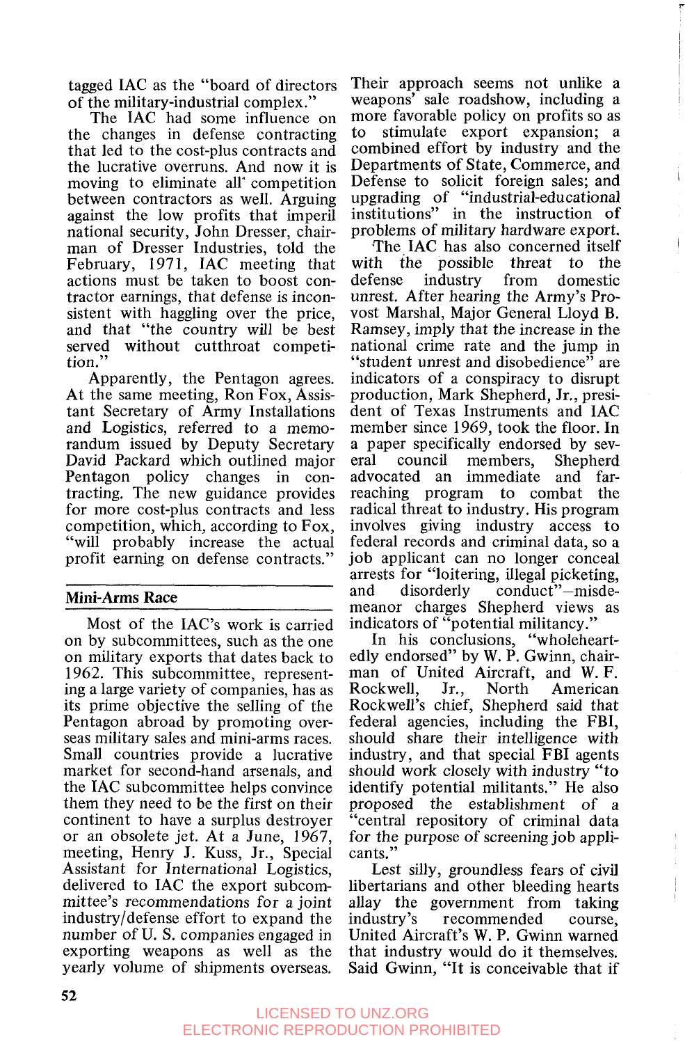tagged IAC as the "board of directors of the military-industrial complex."

The IAC had some influence on the changes in defense contracting that led to the cost-plus contracts and the lucrative overruns. And now it is moving to eliminate all competition between contractors as well. Arguing against the low profits that imperil national security, John Dresser, chairman of Dresser Industries, told the February, 1971, IAC meeting that actions must be taken to boost contractor earnings, that defense is inconsistent with haggling over the price, and that "the country will be best served without cutthroat competition."

Apparently, the Pentagon agrees. At the same meeting, Ron Fox, Assistant Secretary of Army Installations and Logistics, referred to a memorandum issued by Deputy Secretary David Packard which outlined major Pentagon policy changes in contracting. The new guidance provides for more cost-plus contracts and less competition, which, according to Fox, "will probably increase the actual profit earning on defense contracts."

## Mini-Arms Race

Most of the IAC's work is carried on by subcommittees, such as the one on military exports that dates back to 1962. This subcommittee, representing a large variety of companies, has as its prime objective the selling of the Pentagon abroad by promoting overseas military sales and mini-arms races. Small countries provide a lucrative market for second-hand arsenals, and the IAC subcommittee helps convince them they need to be the first on their continent to have a surplus destroyer or an obsolete jet. At a June, 1967, meeting, Henry J. Kuss, Jr., Special Assistant for International Logistics, delivered to IAC the export subcommittee's recommendations for a joint industry/defense effort to expand the number of U. S. companies engaged in exporting weapons as well as the yearly volume of shipments overseas. Their approach seems not unlike a weapons' sale roadshow, including a more favorable policy on profits so as to stimulate export expansion; a combined effort by industry and the Departments of State, Commerce, and Defense to solicit foreign sales; and upgrading of "industrial-educational institutions" in the instruction of problems of military hardware export.

The IAC has also concerned itself with the possible threat to the defense industry from domestic unrest. After hearing the Army's Provost Marshal, Major General Lloyd B. Ramsey, imply that the increase in the national crime rate and the jump in "student unrest and disobedience" are indicators of a conspiracy to disrupt production, Mark Shepherd, Jr., president of Texas Instruments and IAC member since 1969, took the floor. In a paper specifically endorsed by several council members, Shepherd advocated an immediate and far-reaching program to combat the radical threat to industry. His program involves giving industry access to federal records and criminal data, so a job applicant can no longer conceal arrests for "loitering, illegal picketing, and disorderly conduct"—misdemeanor charges Shepherd views as indicators of "potential militancy."

In his conclusions, "wholeheartedly endorsed" by W. P. Gwinn, chairman of United Aircraft, and W. F. Rockwell, Jr., North American Rockwell's chief, Shepherd said that federal agencies, including the FBI, should share their intelligence with industry, and that special FBI agents should work closely with industry "to identify potential militants." He also proposed the establishment of a "central repository of criminal data for the purpose of screening job applicants."

Lest silly, groundless fears of civil libertarians and other bleeding hearts allay the government from taking industry's recommended course, United Aircraft's W. P. Gwinn warned that industry would do it themselves. Said Gwinn, "It is conceivable that if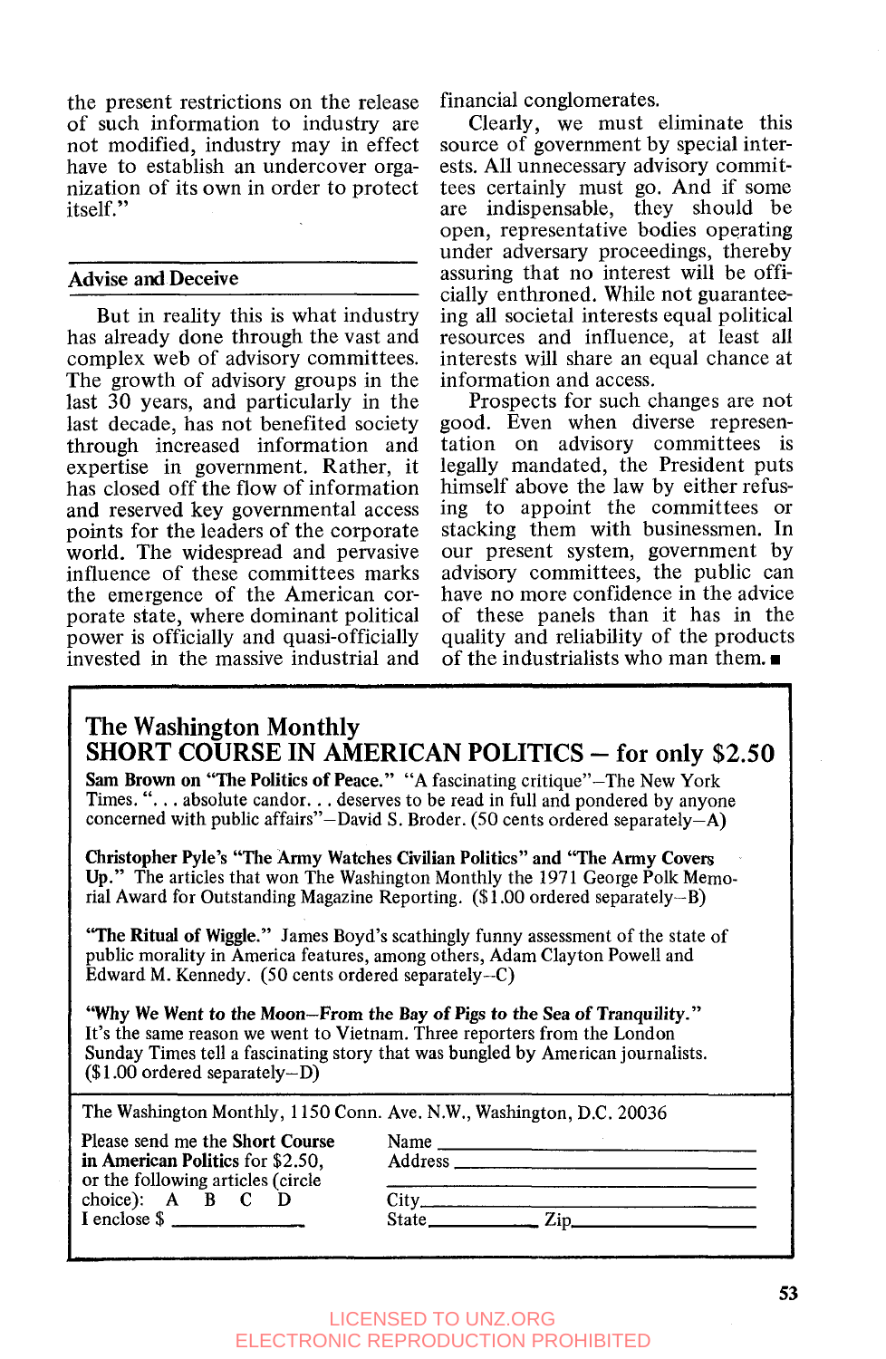the present restrictions on the release of such information to industry are not modified, industry may in effect have to establish an undercover organization of its own in order to protect itself."

## Advise and Deceive

But in reality this is what industry has already done through the vast and complex web of advisory committees. The growth of advisory groups in the last 30 years, and particularly in the last decade, has not benefited society through increased information and expertise in government. Rather, it has closed off the flow of information and reserved key governmental access points for the leaders of the corporate world. The widespread and pervasive influence of these committees marks the emergence of the American corporate state, where dominant political power is officially and quasi-officially invested in the massive industrial and financial conglomerates.

Clearly, we must eliminate this source of government by special interests. All unnecessary advisory committees certainly must go. And if some are indispensable, they should be open, representative bodies operating under adversary proceedings, thereby assuring that no interest will be officially enthroned. While not guaranteeing all societal interests equal political resources and influence, at least all interests will share an equal chance at information and access.

Prospects for such changes are not good. Even when diverse representation on advisory committees is legally mandated, the President puts himself above the law by either refusing to appoint the committees or stacking them with businessmen. In our present system, government by advisory committees, the public can have no more confidence in the advice of these panels than it has in the quality and reliability of the products of the industrialists who man them. ■

---

## The Washington Monthly
## SHORT COURSE IN AMERICAN POLITICS – for only $2.50

**Sam Brown on "The Politics of Peace."** "A fascinating critique"—The New York Times. ". . . absolute candor. . . deserves to be read in full and pondered by anyone concerned with public affairs"—David S. Broder. (50 cents ordered separately—A)

**Christopher Pyle's "The Army Watches Civilian Politics" and "The Army Covers Up."** The articles that won The Washington Monthly the 1971 George Polk Memorial Award for Outstanding Magazine Reporting. ($1.00 ordered separately—B)

**"The Ritual of Wiggle."** James Boyd's scathingly funny assessment of the state of public morality in America features, among others, Adam Clayton Powell and Edward M. Kennedy. (50 cents ordered separately—C)

**"Why We Went to the Moon—From the Bay of Pigs to the Sea of Tranquility."** It's the same reason we went to Vietnam. Three reporters from the London Sunday Times tell a fascinating story that was bungled by American journalists. ($1.00 ordered separately—D)

The Washington Monthly, 1150 Conn. Ave. N.W., Washington, D.C. 20036

Please send me the **Short Course in American Politics** for $2.50, or the following articles (circle choice): A B C D
I enclose $ ____________

Name ____________
Address ____________
____________
City ____________
State ____________ Zip ____________

LICENSED TO UNZ.ORG
ELECTRONIC REPRODUCTION PROHIBITED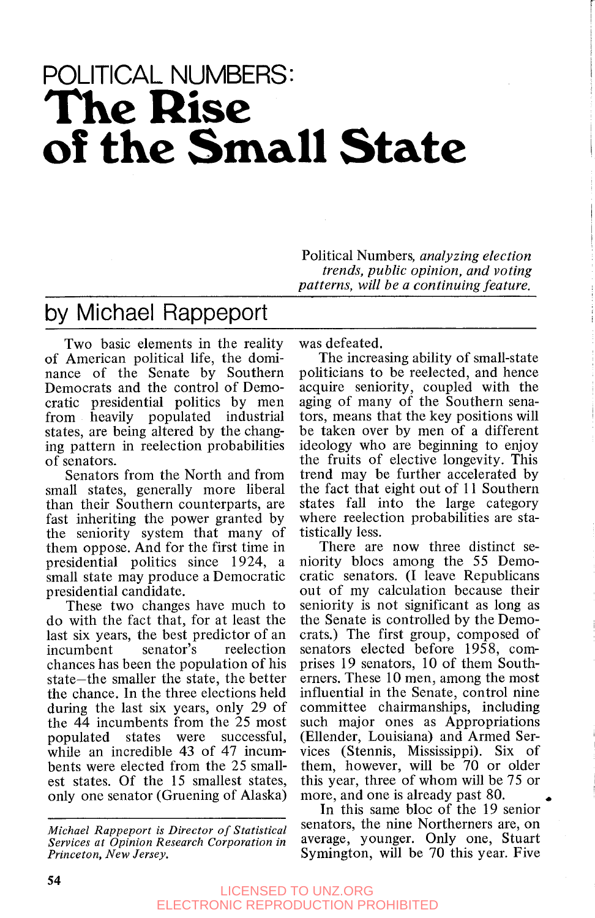# POLITICAL NUMBERS:
# The Rise of the Small State

Political Numbers, *analyzing election trends, public opinion, and voting patterns, will be a continuing feature.*

## by Michael Rappeport

Two basic elements in the reality of American political life, the dominance of the Senate by Southern Democrats and the control of Democratic presidential politics by men from heavily populated industrial states, are being altered by the changing pattern in reelection probabilities of senators.

Senators from the North and from small states, generally more liberal than their Southern counterparts, are fast inheriting the power granted by the seniority system that many of them oppose. And for the first time in presidential politics since 1924, a small state may produce a Democratic presidential candidate.

These two changes have much to do with the fact that, for at least the last six years, the best predictor of an incumbent senator's reelection chances has been the population of his state—the smaller the state, the better the chance. In the three elections held during the last six years, only 29 of the 44 incumbents from the 25 most populated states were successful, while an incredible 43 of 47 incumbents were elected from the 25 smallest states. Of the 15 smallest states, only one senator (Gruening of Alaska) was defeated.

The increasing ability of small-state politicians to be reelected, and hence acquire seniority, coupled with the aging of many of the Southern senators, means that the key positions will be taken over by men of a different ideology who are beginning to enjoy the fruits of elective longevity. This trend may be further accelerated by the fact that eight out of 11 Southern states fall into the large category where reelection probabilities are statistically less.

There are now three distinct seniority blocs among the 55 Democratic senators. (I leave Republicans out of my calculation because their seniority is not significant as long as the Senate is controlled by the Democrats.) The first group, composed of senators elected before 1958, comprises 19 senators, 10 of them Southerners. These 10 men, among the most influential in the Senate, control nine committee chairmanships, including such major ones as Appropriations (Ellender, Louisiana) and Armed Services (Stennis, Mississippi). Six of them, however, will be 70 or older this year, three of whom will be 75 or more, and one is already past 80.

In this same bloc of the 19 senior senators, the nine Northerners are, on average, younger. Only one, Stuart Symington, will be 70 this year. Five

*Michael Rappeport is Director of Statistical Services at Opinion Research Corporation in Princeton, New Jersey.*